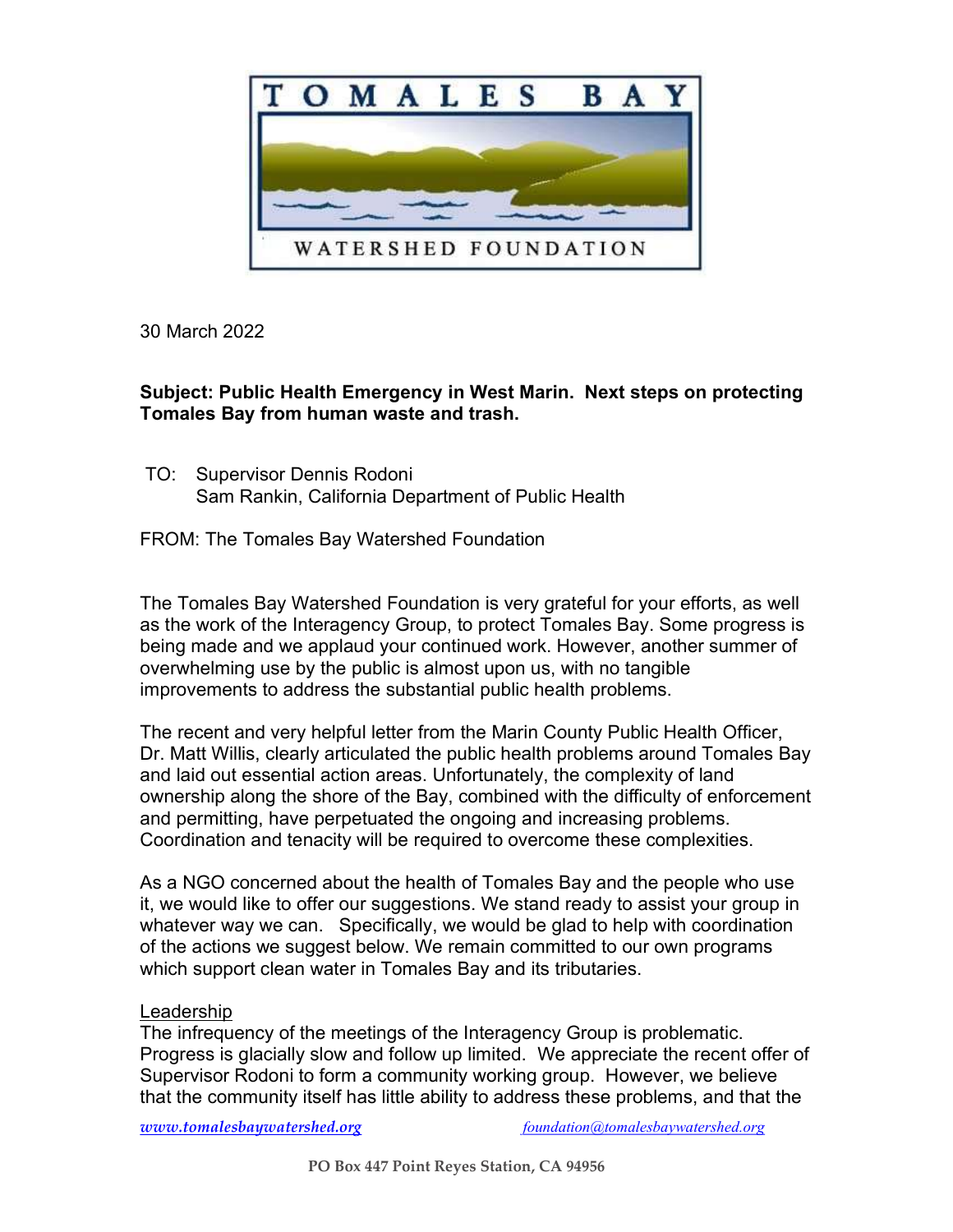TOMALES BAY

WATERSHED FOUNDATION

30 March 2022

**Subject: Public Health Emergency in West Marin. Next steps on protecting Tomales Bay from human waste and trash.**

TO: Supervisor Dennis Rodoni
Sam Rankin, California Department of Public Health

FROM: The Tomales Bay Watershed Foundation

The Tomales Bay Watershed Foundation is very grateful for your efforts, as well as the work of the Interagency Group, to protect Tomales Bay. Some progress is being made and we applaud your continued work. However, another summer of overwhelming use by the public is almost upon us, with no tangible improvements to address the substantial public health problems.

The recent and very helpful letter from the Marin County Public Health Officer, Dr. Matt Willis, clearly articulated the public health problems around Tomales Bay and laid out essential action areas. Unfortunately, the complexity of land ownership along the shore of the Bay, combined with the difficulty of enforcement and permitting, have perpetuated the ongoing and increasing problems. Coordination and tenacity will be required to overcome these complexities.

As a NGO concerned about the health of Tomales Bay and the people who use it, we would like to offer our suggestions. We stand ready to assist your group in whatever way we can. Specifically, we would be glad to help with coordination of the actions we suggest below. We remain committed to our own programs which support clean water in Tomales Bay and its tributaries.

Leadership

The infrequency of the meetings of the Interagency Group is problematic. Progress is glacially slow and follow up limited. We appreciate the recent offer of Supervisor Rodoni to form a community working group. However, we believe that the community itself has little ability to address these problems, and that the

*www.tomalesbaywatershed.org* *foundation@tomalesbaywatershed.org*

**PO Box 447 Point Reyes Station, CA 94956**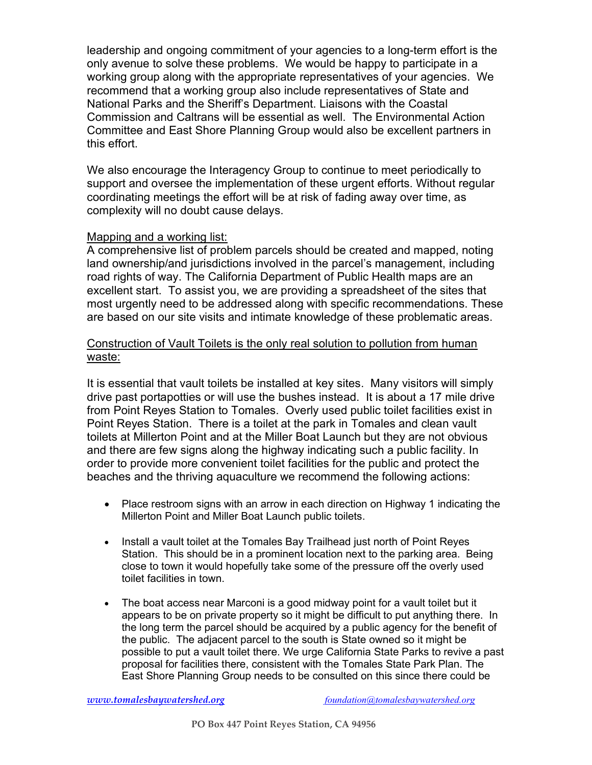leadership and ongoing commitment of your agencies to a long-term effort is the only avenue to solve these problems. We would be happy to participate in a working group along with the appropriate representatives of your agencies. We recommend that a working group also include representatives of State and National Parks and the Sheriff's Department. Liaisons with the Coastal Commission and Caltrans will be essential as well. The Environmental Action Committee and East Shore Planning Group would also be excellent partners in this effort.

We also encourage the Interagency Group to continue to meet periodically to support and oversee the implementation of these urgent efforts. Without regular coordinating meetings the effort will be at risk of fading away over time, as complexity will no doubt cause delays.

<u>Mapping and a working list:</u>
A comprehensive list of problem parcels should be created and mapped, noting land ownership/and jurisdictions involved in the parcel's management, including road rights of way. The California Department of Public Health maps are an excellent start. To assist you, we are providing a spreadsheet of the sites that most urgently need to be addressed along with specific recommendations. These are based on our site visits and intimate knowledge of these problematic areas.

<u>Construction of Vault Toilets is the only real solution to pollution from human waste:</u>

It is essential that vault toilets be installed at key sites. Many visitors will simply drive past portapotties or will use the bushes instead. It is about a 17 mile drive from Point Reyes Station to Tomales. Overly used public toilet facilities exist in Point Reyes Station. There is a toilet at the park in Tomales and clean vault toilets at Millerton Point and at the Miller Boat Launch but they are not obvious and there are few signs along the highway indicating such a public facility. In order to provide more convenient toilet facilities for the public and protect the beaches and the thriving aquaculture we recommend the following actions:

- Place restroom signs with an arrow in each direction on Highway 1 indicating the Millerton Point and Miller Boat Launch public toilets.

- Install a vault toilet at the Tomales Bay Trailhead just north of Point Reyes Station. This should be in a prominent location next to the parking area. Being close to town it would hopefully take some of the pressure off the overly used toilet facilities in town.

- The boat access near Marconi is a good midway point for a vault toilet but it appears to be on private property so it might be difficult to put anything there. In the long term the parcel should be acquired by a public agency for the benefit of the public. The adjacent parcel to the south is State owned so it might be possible to put a vault toilet there. We urge California State Parks to revive a past proposal for facilities there, consistent with the Tomales State Park Plan. The East Shore Planning Group needs to be consulted on this since there could be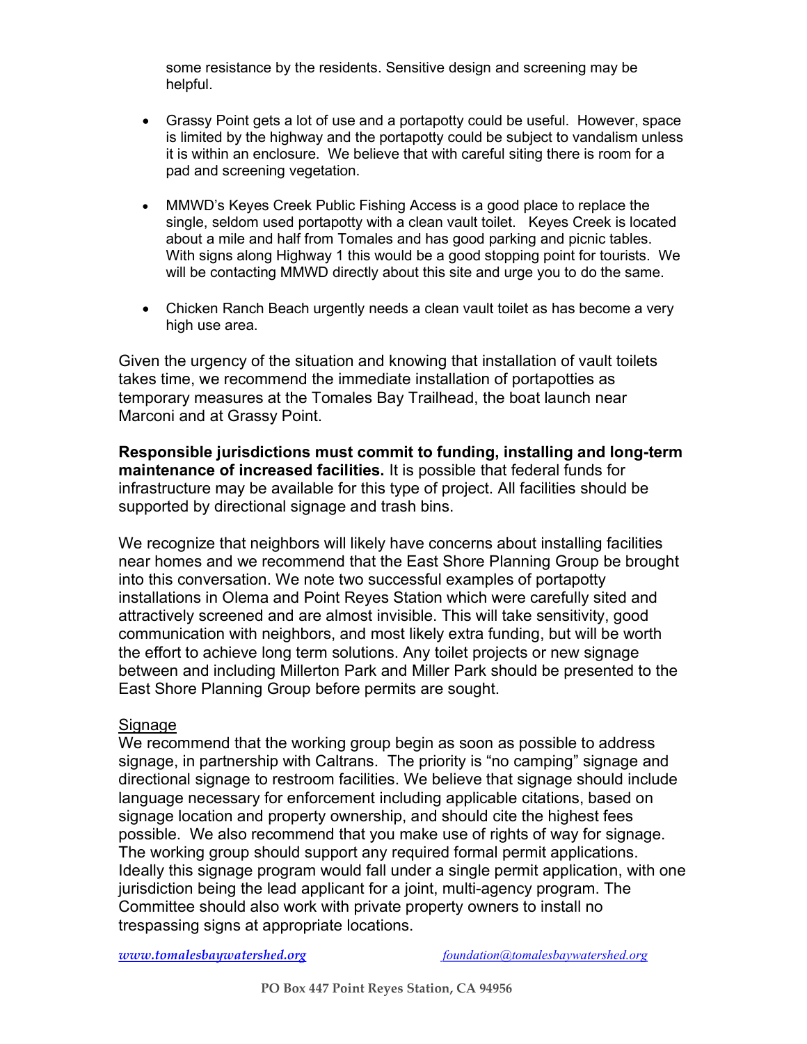some resistance by the residents. Sensitive design and screening may be helpful.

- Grassy Point gets a lot of use and a portapotty could be useful. However, space is limited by the highway and the portapotty could be subject to vandalism unless it is within an enclosure. We believe that with careful siting there is room for a pad and screening vegetation.

- MMWD's Keyes Creek Public Fishing Access is a good place to replace the single, seldom used portapotty with a clean vault toilet. Keyes Creek is located about a mile and half from Tomales and has good parking and picnic tables. With signs along Highway 1 this would be a good stopping point for tourists. We will be contacting MMWD directly about this site and urge you to do the same.

- Chicken Ranch Beach urgently needs a clean vault toilet as has become a very high use area.

Given the urgency of the situation and knowing that installation of vault toilets takes time, we recommend the immediate installation of portapotties as temporary measures at the Tomales Bay Trailhead, the boat launch near Marconi and at Grassy Point.

**Responsible jurisdictions must commit to funding, installing and long-term maintenance of increased facilities.** It is possible that federal funds for infrastructure may be available for this type of project. All facilities should be supported by directional signage and trash bins.

We recognize that neighbors will likely have concerns about installing facilities near homes and we recommend that the East Shore Planning Group be brought into this conversation. We note two successful examples of portapotty installations in Olema and Point Reyes Station which were carefully sited and attractively screened and are almost invisible. This will take sensitivity, good communication with neighbors, and most likely extra funding, but will be worth the effort to achieve long term solutions. Any toilet projects or new signage between and including Millerton Park and Miller Park should be presented to the East Shore Planning Group before permits are sought.

Signage

We recommend that the working group begin as soon as possible to address signage, in partnership with Caltrans. The priority is "no camping" signage and directional signage to restroom facilities. We believe that signage should include language necessary for enforcement including applicable citations, based on signage location and property ownership, and should cite the highest fees possible. We also recommend that you make use of rights of way for signage. The working group should support any required formal permit applications. Ideally this signage program would fall under a single permit application, with one jurisdiction being the lead applicant for a joint, multi-agency program. The Committee should also work with private property owners to install no trespassing signs at appropriate locations.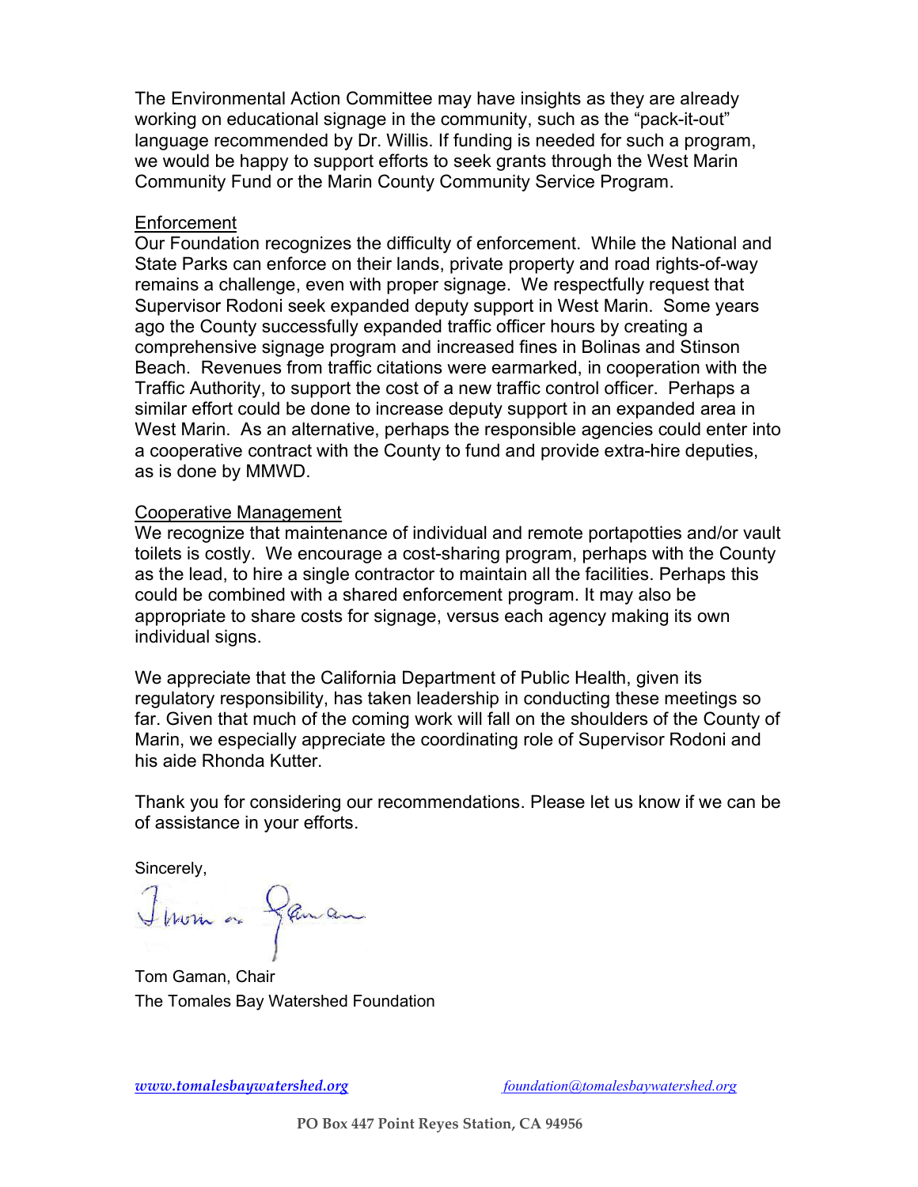The Environmental Action Committee may have insights as they are already working on educational signage in the community, such as the "pack-it-out" language recommended by Dr. Willis. If funding is needed for such a program, we would be happy to support efforts to seek grants through the West Marin Community Fund or the Marin County Community Service Program.

<u>Enforcement</u>

Our Foundation recognizes the difficulty of enforcement. While the National and State Parks can enforce on their lands, private property and road rights-of-way remains a challenge, even with proper signage. We respectfully request that Supervisor Rodoni seek expanded deputy support in West Marin. Some years ago the County successfully expanded traffic officer hours by creating a comprehensive signage program and increased fines in Bolinas and Stinson Beach. Revenues from traffic citations were earmarked, in cooperation with the Traffic Authority, to support the cost of a new traffic control officer. Perhaps a similar effort could be done to increase deputy support in an expanded area in West Marin. As an alternative, perhaps the responsible agencies could enter into a cooperative contract with the County to fund and provide extra-hire deputies, as is done by MMWD.

<u>Cooperative Management</u>

We recognize that maintenance of individual and remote portapotties and/or vault toilets is costly. We encourage a cost-sharing program, perhaps with the County as the lead, to hire a single contractor to maintain all the facilities. Perhaps this could be combined with a shared enforcement program. It may also be appropriate to share costs for signage, versus each agency making its own individual signs.

We appreciate that the California Department of Public Health, given its regulatory responsibility, has taken leadership in conducting these meetings so far. Given that much of the coming work will fall on the shoulders of the County of Marin, we especially appreciate the coordinating role of Supervisor Rodoni and his aide Rhonda Kutter.

Thank you for considering our recommendations. Please let us know if we can be of assistance in your efforts.

Sincerely,

Tom Gaman, Chair
The Tomales Bay Watershed Foundation

*www.tomalesbaywatershed.org* *foundation@tomalesbaywatershed.org*

**PO Box 447 Point Reyes Station, CA 94956**